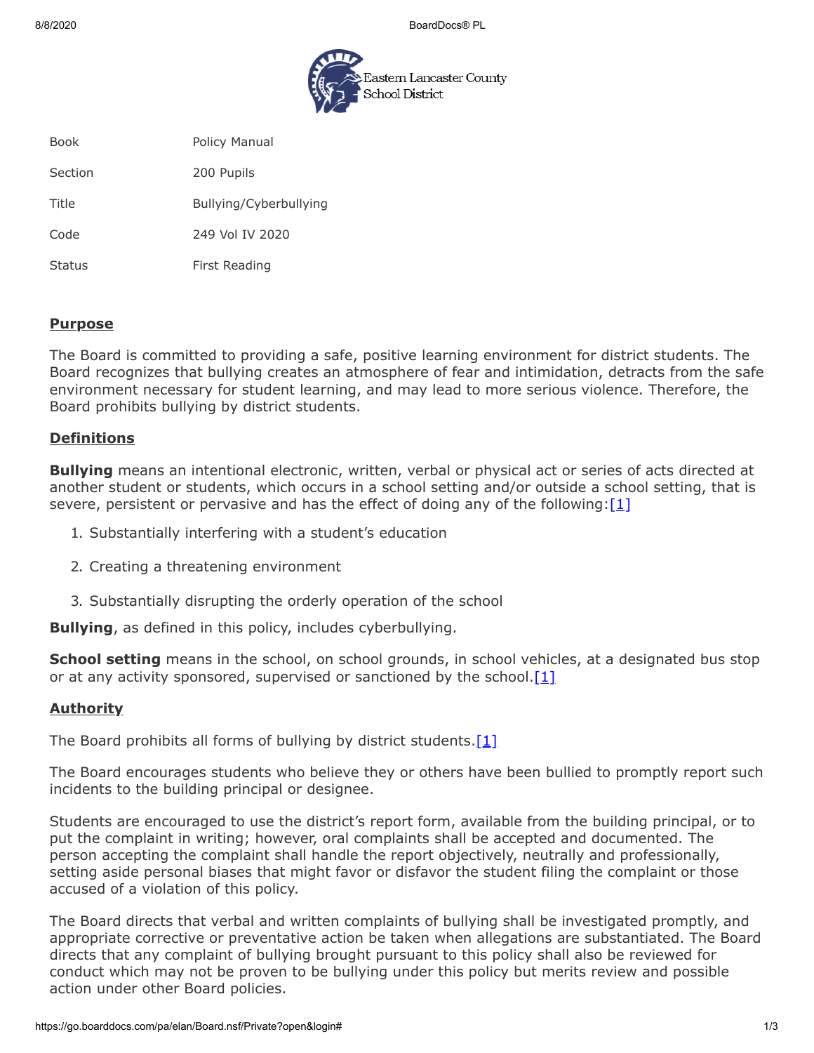Eastern Lancaster County School District

| Book | Policy Manual |
| --- | --- |
| Section | 200 Pupils |
| Title | Bullying/Cyberbullying |
| Code | 249 Vol IV 2020 |
| Status | First Reading |

## Purpose

The Board is committed to providing a safe, positive learning environment for district students. The Board recognizes that bullying creates an atmosphere of fear and intimidation, detracts from the safe environment necessary for student learning, and may lead to more serious violence. Therefore, the Board prohibits bullying by district students.

## Definitions

**Bullying** means an intentional electronic, written, verbal or physical act or series of acts directed at another student or students, which occurs in a school setting and/or outside a school setting, that is severe, persistent or pervasive and has the effect of doing any of the following:[1]

1. Substantially interfering with a student's education
2. Creating a threatening environment
3. Substantially disrupting the orderly operation of the school

**Bullying**, as defined in this policy, includes cyberbullying.

**School setting** means in the school, on school grounds, in school vehicles, at a designated bus stop or at any activity sponsored, supervised or sanctioned by the school.[1]

## Authority

The Board prohibits all forms of bullying by district students.[1]

The Board encourages students who believe they or others have been bullied to promptly report such incidents to the building principal or designee.

Students are encouraged to use the district's report form, available from the building principal, or to put the complaint in writing; however, oral complaints shall be accepted and documented. The person accepting the complaint shall handle the report objectively, neutrally and professionally, setting aside personal biases that might favor or disfavor the student filing the complaint or those accused of a violation of this policy.

The Board directs that verbal and written complaints of bullying shall be investigated promptly, and appropriate corrective or preventative action be taken when allegations are substantiated. The Board directs that any complaint of bullying brought pursuant to this policy shall also be reviewed for conduct which may not be proven to be bullying under this policy but merits review and possible action under other Board policies.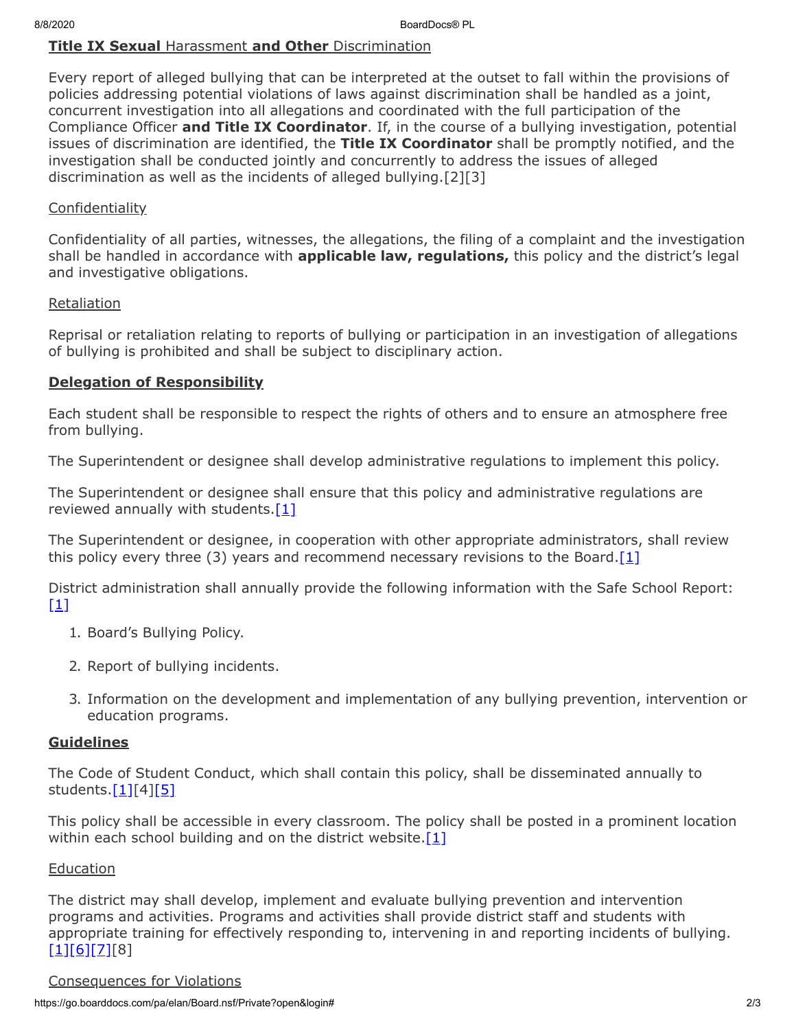**Title IX Sexual** Harassment **and Other** Discrimination

Every report of alleged bullying that can be interpreted at the outset to fall within the provisions of policies addressing potential violations of laws against discrimination shall be handled as a joint, concurrent investigation into all allegations and coordinated with the full participation of the Compliance Officer **and Title IX Coordinator**. If, in the course of a bullying investigation, potential issues of discrimination are identified, the **Title IX Coordinator** shall be promptly notified, and the investigation shall be conducted jointly and concurrently to address the issues of alleged discrimination as well as the incidents of alleged bullying.[2][3]

Confidentiality

Confidentiality of all parties, witnesses, the allegations, the filing of a complaint and the investigation shall be handled in accordance with **applicable law, regulations,** this policy and the district's legal and investigative obligations.

Retaliation

Reprisal or retaliation relating to reports of bullying or participation in an investigation of allegations of bullying is prohibited and shall be subject to disciplinary action.

**Delegation of Responsibility**

Each student shall be responsible to respect the rights of others and to ensure an atmosphere free from bullying.

The Superintendent or designee shall develop administrative regulations to implement this policy.

The Superintendent or designee shall ensure that this policy and administrative regulations are reviewed annually with students.[1]

The Superintendent or designee, in cooperation with other appropriate administrators, shall review this policy every three (3) years and recommend necessary revisions to the Board.[1]

District administration shall annually provide the following information with the Safe School Report: [1]

1. Board's Bullying Policy.
2. Report of bullying incidents.
3. Information on the development and implementation of any bullying prevention, intervention or education programs.

**Guidelines**

The Code of Student Conduct, which shall contain this policy, shall be disseminated annually to students.[1][4][5]

This policy shall be accessible in every classroom. The policy shall be posted in a prominent location within each school building and on the district website.[1]

Education

The district may shall develop, implement and evaluate bullying prevention and intervention programs and activities. Programs and activities shall provide district staff and students with appropriate training for effectively responding to, intervening in and reporting incidents of bullying. [1][6][7][8]

Consequences for Violations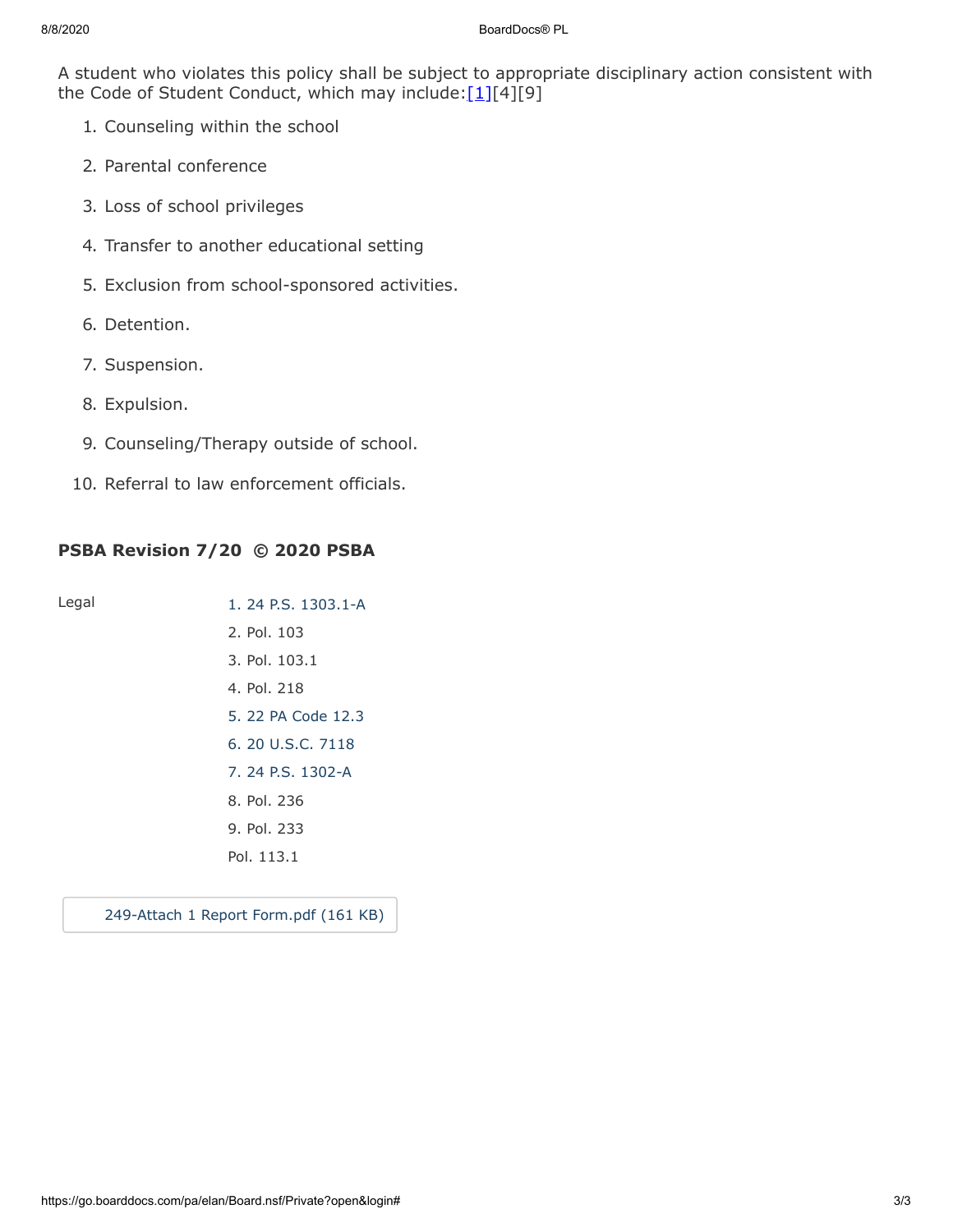A student who violates this policy shall be subject to appropriate disciplinary action consistent with the Code of Student Conduct, which may include:[1][4][9]

1. Counseling within the school
2. Parental conference
3. Loss of school privileges
4. Transfer to another educational setting
5. Exclusion from school-sponsored activities.
6. Detention.
7. Suspension.
8. Expulsion.
9. Counseling/Therapy outside of school.
10. Referral to law enforcement officials.

**PSBA Revision 7/20 © 2020 PSBA**

Legal

1. 24 P.S. 1303.1-A
2. Pol. 103
3. Pol. 103.1
4. Pol. 218
5. 22 PA Code 12.3
6. 20 U.S.C. 7118
7. 24 P.S. 1302-A
8. Pol. 236
9. Pol. 233

Pol. 113.1

249-Attach 1 Report Form.pdf (161 KB)